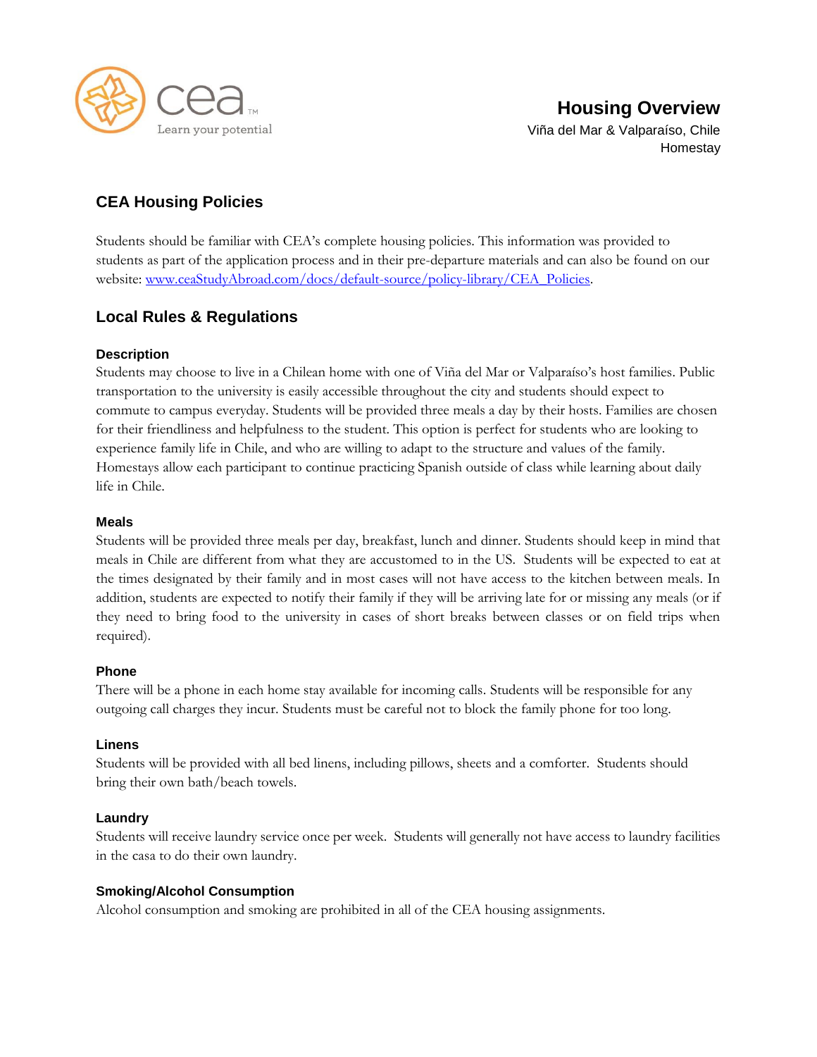cea
Learn your potential

# Housing Overview

Viña del Mar & Valparaíso, Chile
Homestay

## CEA Housing Policies

Students should be familiar with CEA's complete housing policies. This information was provided to students as part of the application process and in their pre-departure materials and can also be found on our website: [www.ceaStudyAbroad.com/docs/default-source/policy-library/CEA_Policies](www.ceaStudyAbroad.com/docs/default-source/policy-library/CEA_Policies).

## Local Rules & Regulations

### Description

Students may choose to live in a Chilean home with one of Viña del Mar or Valparaíso's host families. Public transportation to the university is easily accessible throughout the city and students should expect to commute to campus everyday. Students will be provided three meals a day by their hosts. Families are chosen for their friendliness and helpfulness to the student. This option is perfect for students who are looking to experience family life in Chile, and who are willing to adapt to the structure and values of the family. Homestays allow each participant to continue practicing Spanish outside of class while learning about daily life in Chile.

### Meals

Students will be provided three meals per day, breakfast, lunch and dinner. Students should keep in mind that meals in Chile are different from what they are accustomed to in the US. Students will be expected to eat at the times designated by their family and in most cases will not have access to the kitchen between meals. In addition, students are expected to notify their family if they will be arriving late for or missing any meals (or if they need to bring food to the university in cases of short breaks between classes or on field trips when required).

### Phone

There will be a phone in each home stay available for incoming calls. Students will be responsible for any outgoing call charges they incur. Students must be careful not to block the family phone for too long.

### Linens

Students will be provided with all bed linens, including pillows, sheets and a comforter. Students should bring their own bath/beach towels.

### Laundry

Students will receive laundry service once per week. Students will generally not have access to laundry facilities in the casa to do their own laundry.

### Smoking/Alcohol Consumption

Alcohol consumption and smoking are prohibited in all of the CEA housing assignments.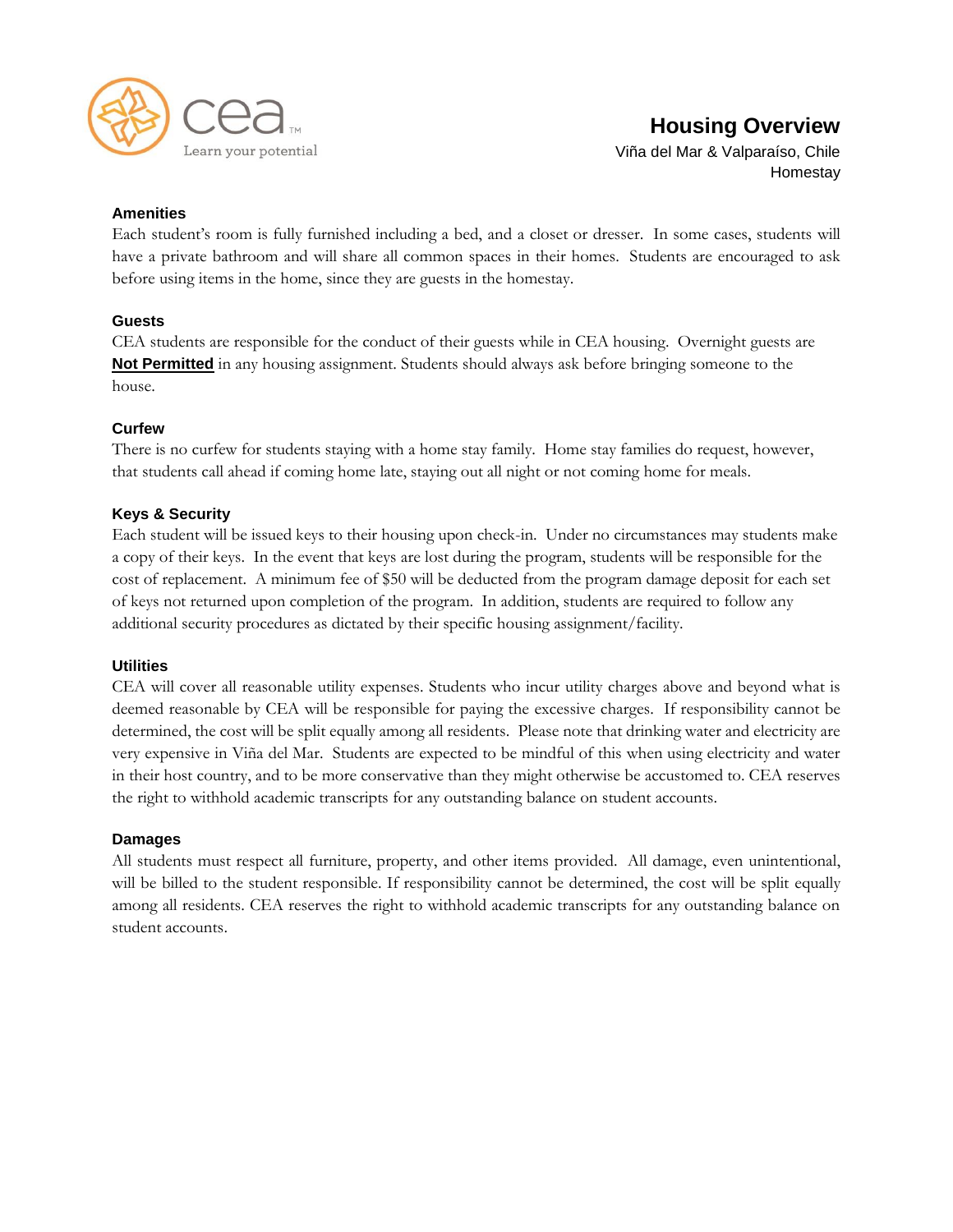# Housing Overview

Viña del Mar & Valparaíso, Chile

Homestay

### Amenities

Each student's room is fully furnished including a bed, and a closet or dresser. In some cases, students will have a private bathroom and will share all common spaces in their homes. Students are encouraged to ask before using items in the home, since they are guests in the homestay.

### Guests

CEA students are responsible for the conduct of their guests while in CEA housing. Overnight guests are **Not Permitted** in any housing assignment. Students should always ask before bringing someone to the house.

### Curfew

There is no curfew for students staying with a home stay family. Home stay families do request, however, that students call ahead if coming home late, staying out all night or not coming home for meals.

### Keys & Security

Each student will be issued keys to their housing upon check-in. Under no circumstances may students make a copy of their keys. In the event that keys are lost during the program, students will be responsible for the cost of replacement. A minimum fee of $50 will be deducted from the program damage deposit for each set of keys not returned upon completion of the program. In addition, students are required to follow any additional security procedures as dictated by their specific housing assignment/facility.

### Utilities

CEA will cover all reasonable utility expenses. Students who incur utility charges above and beyond what is deemed reasonable by CEA will be responsible for paying the excessive charges. If responsibility cannot be determined, the cost will be split equally among all residents. Please note that drinking water and electricity are very expensive in Viña del Mar. Students are expected to be mindful of this when using electricity and water in their host country, and to be more conservative than they might otherwise be accustomed to. CEA reserves the right to withhold academic transcripts for any outstanding balance on student accounts.

### Damages

All students must respect all furniture, property, and other items provided. All damage, even unintentional, will be billed to the student responsible. If responsibility cannot be determined, the cost will be split equally among all residents. CEA reserves the right to withhold academic transcripts for any outstanding balance on student accounts.